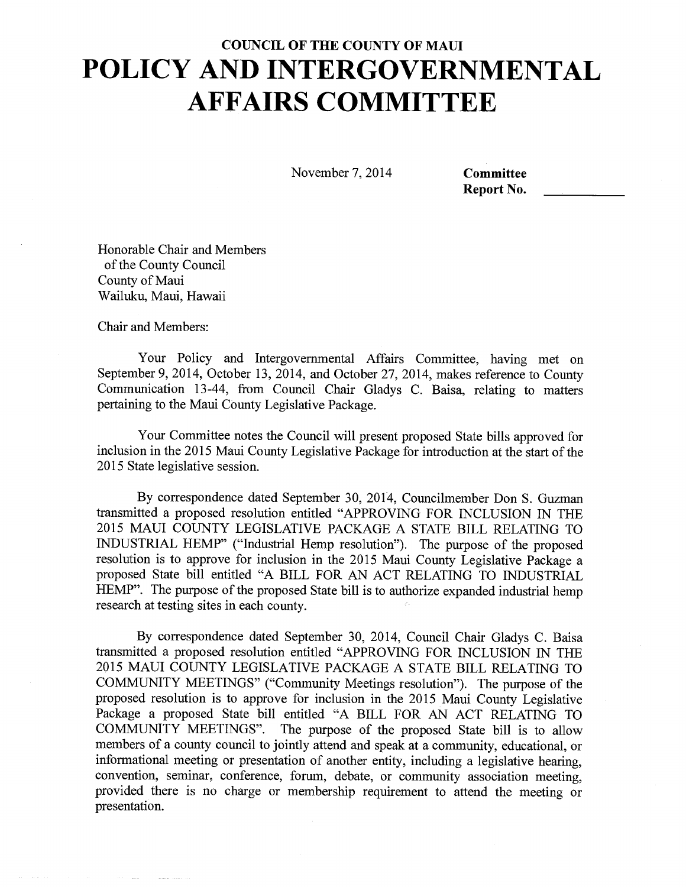**COUNCIL OF THE COUNTY OF MAUI**

# POLICY AND INTERGOVERNMENTAL AFFAIRS COMMITTEE

November 7, 2014

**Committee Report No.** ____________

Honorable Chair and Members
of the County Council
County of Maui
Wailuku, Maui, Hawaii

Chair and Members:

Your Policy and Intergovernmental Affairs Committee, having met on September 9, 2014, October 13, 2014, and October 27, 2014, makes reference to County Communication 13-44, from Council Chair Gladys C. Baisa, relating to matters pertaining to the Maui County Legislative Package.

Your Committee notes the Council will present proposed State bills approved for inclusion in the 2015 Maui County Legislative Package for introduction at the start of the 2015 State legislative session.

By correspondence dated September 30, 2014, Councilmember Don S. Guzman transmitted a proposed resolution entitled "APPROVING FOR INCLUSION IN THE 2015 MAUI COUNTY LEGISLATIVE PACKAGE A STATE BILL RELATING TO INDUSTRIAL HEMP" ("Industrial Hemp resolution"). The purpose of the proposed resolution is to approve for inclusion in the 2015 Maui County Legislative Package a proposed State bill entitled "A BILL FOR AN ACT RELATING TO INDUSTRIAL HEMP". The purpose of the proposed State bill is to authorize expanded industrial hemp research at testing sites in each county.

By correspondence dated September 30, 2014, Council Chair Gladys C. Baisa transmitted a proposed resolution entitled "APPROVING FOR INCLUSION IN THE 2015 MAUI COUNTY LEGISLATIVE PACKAGE A STATE BILL RELATING TO COMMUNITY MEETINGS" ("Community Meetings resolution"). The purpose of the proposed resolution is to approve for inclusion in the 2015 Maui County Legislative Package a proposed State bill entitled "A BILL FOR AN ACT RELATING TO COMMUNITY MEETINGS". The purpose of the proposed State bill is to allow members of a county council to jointly attend and speak at a community, educational, or informational meeting or presentation of another entity, including a legislative hearing, convention, seminar, conference, forum, debate, or community association meeting, provided there is no charge or membership requirement to attend the meeting or presentation.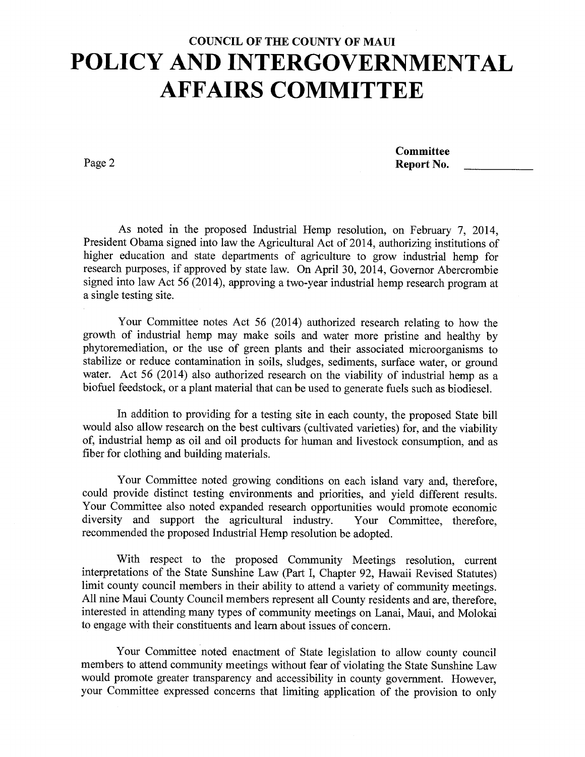As noted in the proposed Industrial Hemp resolution, on February 7, 2014, President Obama signed into law the Agricultural Act of 2014, authorizing institutions of higher education and state departments of agriculture to grow industrial hemp for research purposes, if approved by state law. On April 30, 2014, Governor Abercrombie signed into law Act 56 (2014), approving a two-year industrial hemp research program at a single testing site.

Your Committee notes Act 56 (2014) authorized research relating to how the growth of industrial hemp may make soils and water more pristine and healthy by phytoremediation, or the use of green plants and their associated microorganisms to stabilize or reduce contamination in soils, sludges, sediments, surface water, or ground water. Act 56 (2014) also authorized research on the viability of industrial hemp as a biofuel feedstock, or a plant material that can be used to generate fuels such as biodiesel.

In addition to providing for a testing site in each county, the proposed State bill would also allow research on the best cultivars (cultivated varieties) for, and the viability of, industrial hemp as oil and oil products for human and livestock consumption, and as fiber for clothing and building materials.

Your Committee noted growing conditions on each island vary and, therefore, could provide distinct testing environments and priorities, and yield different results. Your Committee also noted expanded research opportunities would promote economic diversity and support the agricultural industry. Your Committee, therefore, recommended the proposed Industrial Hemp resolution be adopted.

With respect to the proposed Community Meetings resolution, current interpretations of the State Sunshine Law (Part I, Chapter 92, Hawaii Revised Statutes) limit county council members in their ability to attend a variety of community meetings. All nine Maui County Council members represent all County residents and are, therefore, interested in attending many types of community meetings on Lanai, Maui, and Molokai to engage with their constituents and learn about issues of concern.

Your Committee noted enactment of State legislation to allow county council members to attend community meetings without fear of violating the State Sunshine Law would promote greater transparency and accessibility in county government. However, your Committee expressed concerns that limiting application of the provision to only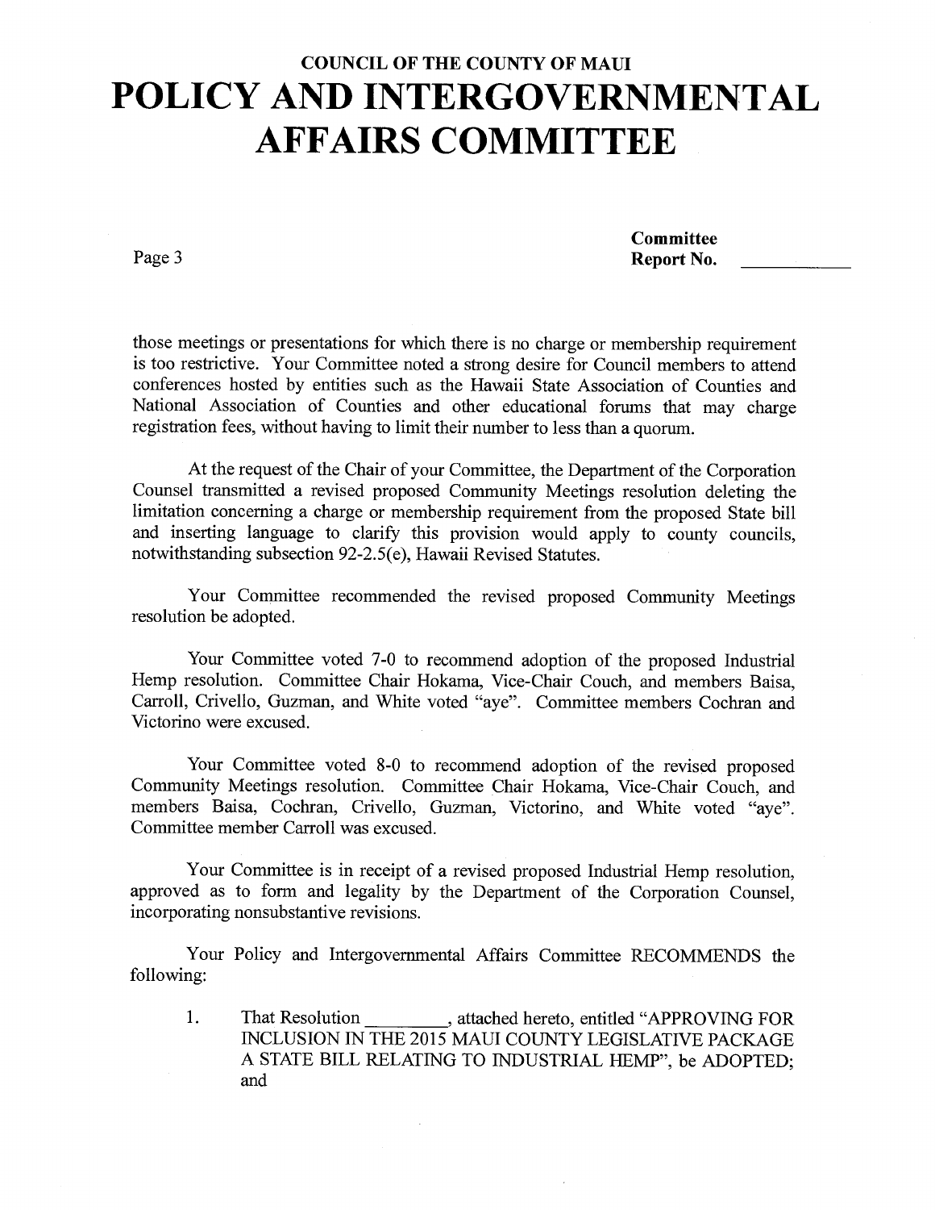those meetings or presentations for which there is no charge or membership requirement is too restrictive. Your Committee noted a strong desire for Council members to attend conferences hosted by entities such as the Hawaii State Association of Counties and National Association of Counties and other educational forums that may charge registration fees, without having to limit their number to less than a quorum.

At the request of the Chair of your Committee, the Department of the Corporation Counsel transmitted a revised proposed Community Meetings resolution deleting the limitation concerning a charge or membership requirement from the proposed State bill and inserting language to clarify this provision would apply to county councils, notwithstanding subsection 92-2.5(e), Hawaii Revised Statutes.

Your Committee recommended the revised proposed Community Meetings resolution be adopted.

Your Committee voted 7-0 to recommend adoption of the proposed Industrial Hemp resolution. Committee Chair Hokama, Vice-Chair Couch, and members Baisa, Carroll, Crivello, Guzman, and White voted "aye". Committee members Cochran and Victorino were excused.

Your Committee voted 8-0 to recommend adoption of the revised proposed Community Meetings resolution. Committee Chair Hokama, Vice-Chair Couch, and members Baisa, Cochran, Crivello, Guzman, Victorino, and White voted "aye". Committee member Carroll was excused.

Your Committee is in receipt of a revised proposed Industrial Hemp resolution, approved as to form and legality by the Department of the Corporation Counsel, incorporating nonsubstantive revisions.

Your Policy and Intergovernmental Affairs Committee RECOMMENDS the following:

1. That Resolution \_\_\_\_\_\_\_\_, attached hereto, entitled "APPROVING FOR INCLUSION IN THE 2015 MAUI COUNTY LEGISLATIVE PACKAGE A STATE BILL RELATING TO INDUSTRIAL HEMP", be ADOPTED; and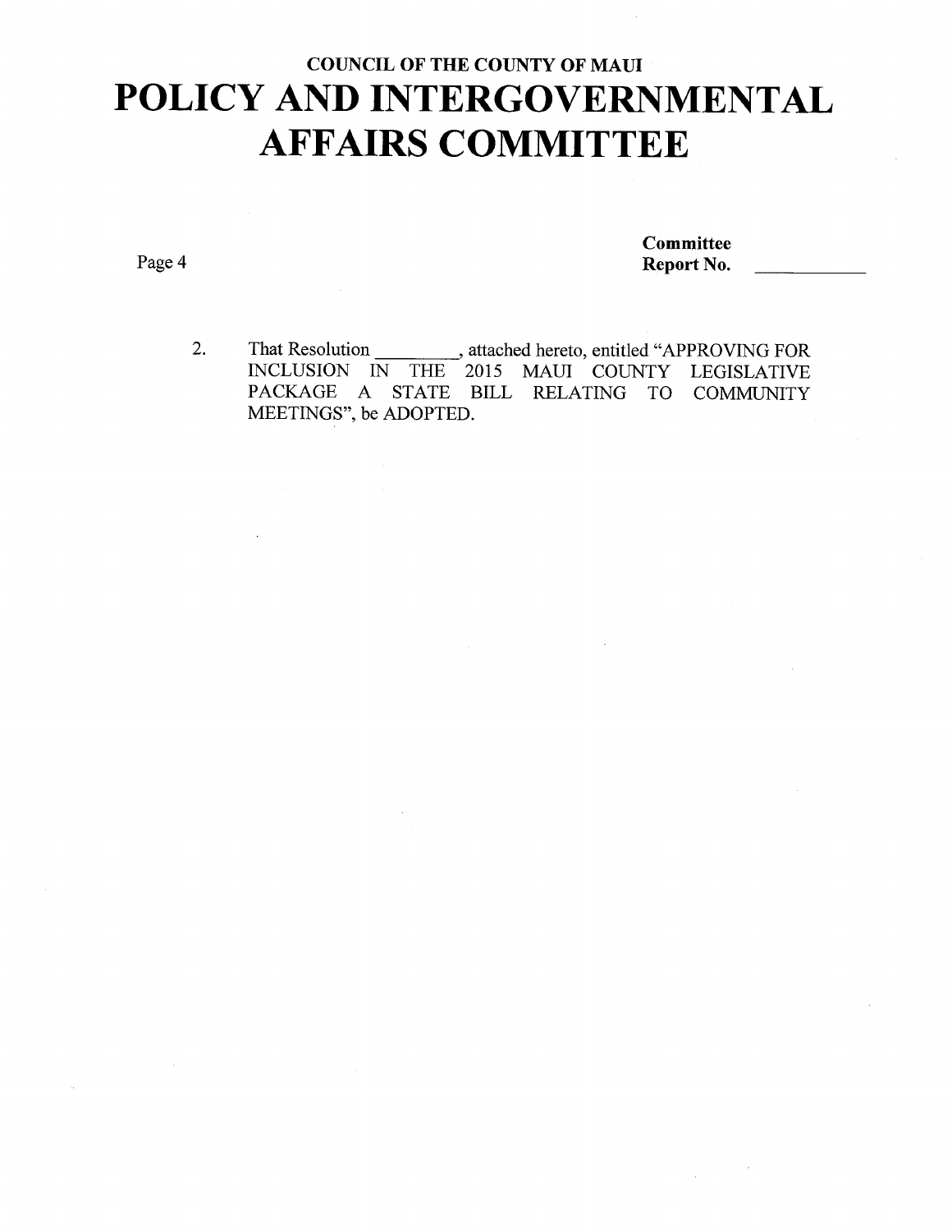**COUNCIL OF THE COUNTY OF MAUI**

# POLICY AND INTERGOVERNMENTAL AFFAIRS COMMITTEE

**Committee Report No.** ____________

2. That Resolution _________, attached hereto, entitled "APPROVING FOR INCLUSION IN THE 2015 MAUI COUNTY LEGISLATIVE PACKAGE A STATE BILL RELATING TO COMMUNITY MEETINGS", be ADOPTED.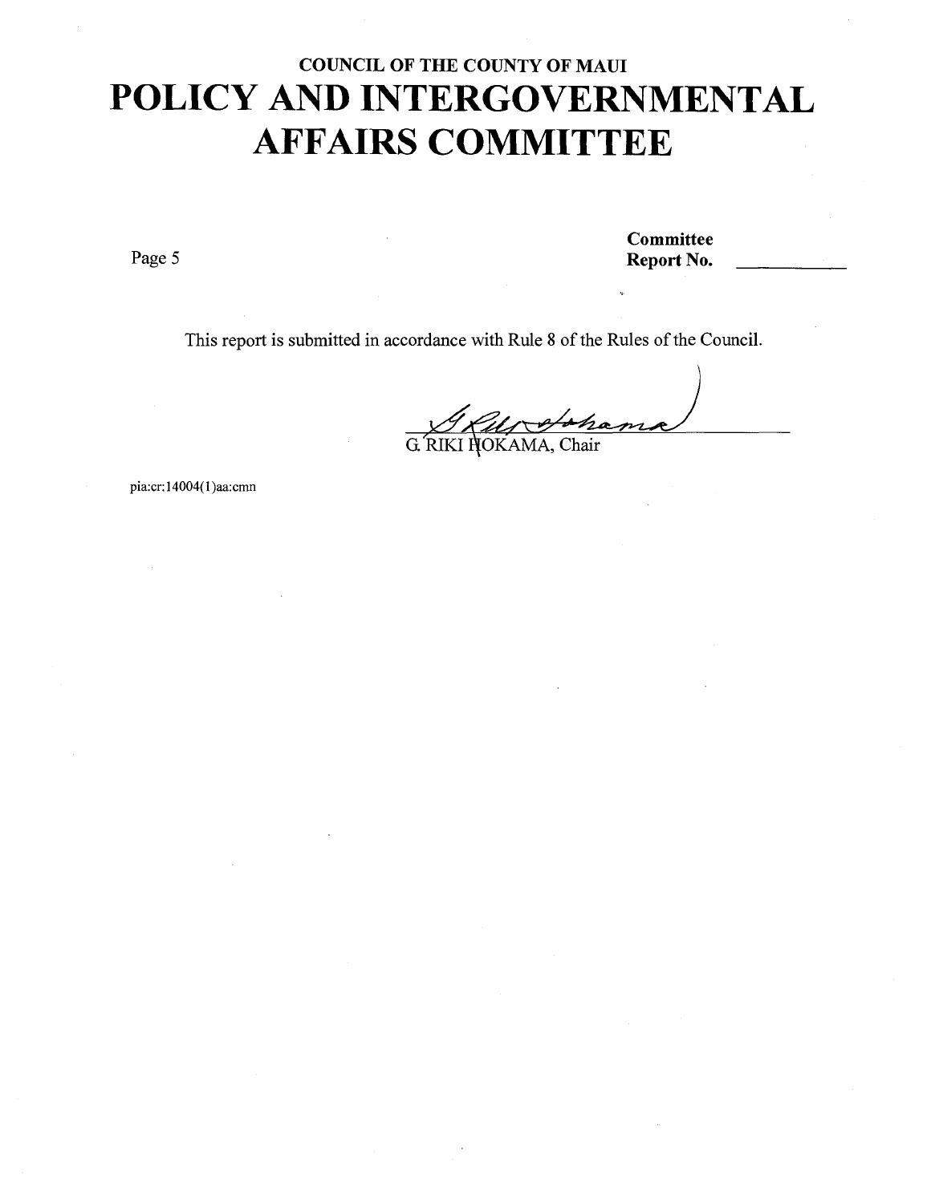**COUNCIL OF THE COUNTY OF MAUI**

# POLICY AND INTERGOVERNMENTAL AFFAIRS COMMITTEE

Page 5

**Committee Report No.** ___________

This report is submitted in accordance with Rule 8 of the Rules of the Council.

G. RIKI HOKAMA, Chair

pia:cr:14004(1)aa:cmn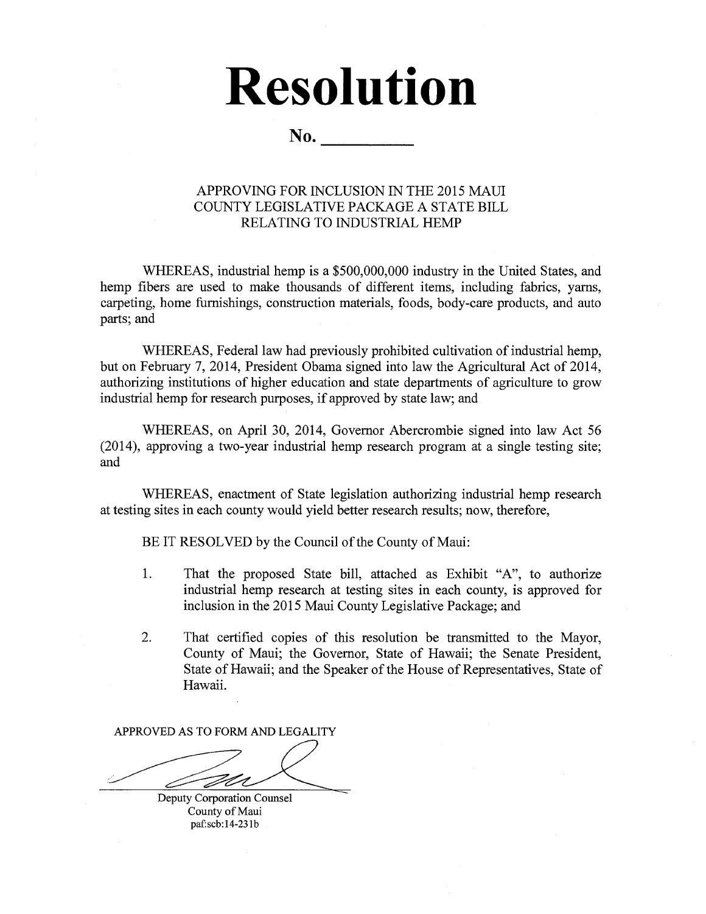# Resolution

**No. \_\_\_\_\_\_\_\_\_\_**

APPROVING FOR INCLUSION IN THE 2015 MAUI COUNTY LEGISLATIVE PACKAGE A STATE BILL RELATING TO INDUSTRIAL HEMP

WHEREAS, industrial hemp is a $500,000,000 industry in the United States, and hemp fibers are used to make thousands of different items, including fabrics, yarns, carpeting, home furnishings, construction materials, foods, body-care products, and auto parts; and

WHEREAS, Federal law had previously prohibited cultivation of industrial hemp, but on February 7, 2014, President Obama signed into law the Agricultural Act of 2014, authorizing institutions of higher education and state departments of agriculture to grow industrial hemp for research purposes, if approved by state law; and

WHEREAS, on April 30, 2014, Governor Abercrombie signed into law Act 56 (2014), approving a two-year industrial hemp research program at a single testing site; and

WHEREAS, enactment of State legislation authorizing industrial hemp research at testing sites in each county would yield better research results; now, therefore,

BE IT RESOLVED by the Council of the County of Maui:

1. That the proposed State bill, attached as Exhibit "A", to authorize industrial hemp research at testing sites in each county, is approved for inclusion in the 2015 Maui County Legislative Package; and

2. That certified copies of this resolution be transmitted to the Mayor, County of Maui; the Governor, State of Hawaii; the Senate President, State of Hawaii; and the Speaker of the House of Representatives, State of Hawaii.

APPROVED AS TO FORM AND LEGALITY

Deputy Corporation Counsel
County of Maui
paf:scb:14-231b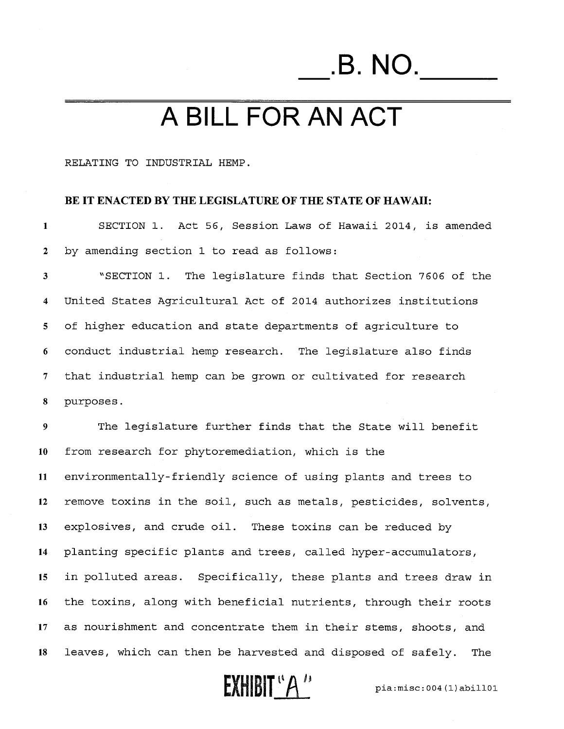# ___.B. NO.______

# A BILL FOR AN ACT

RELATING TO INDUSTRIAL HEMP.

**BE IT ENACTED BY THE LEGISLATURE OF THE STATE OF HAWAII:**

SECTION 1. Act 56, Session Laws of Hawaii 2014, is amended by amending section 1 to read as follows:

"SECTION 1. The legislature finds that Section 7606 of the United States Agricultural Act of 2014 authorizes institutions of higher education and state departments of agriculture to conduct industrial hemp research. The legislature also finds that industrial hemp can be grown or cultivated for research purposes.

The legislature further finds that the State will benefit from research for phytoremediation, which is the environmentally-friendly science of using plants and trees to remove toxins in the soil, such as metals, pesticides, solvents, explosives, and crude oil. These toxins can be reduced by planting specific plants and trees, called hyper-accumulators, in polluted areas. Specifically, these plants and trees draw in the toxins, along with beneficial nutrients, through their roots as nourishment and concentrate them in their stems, shoots, and leaves, which can then be harvested and disposed of safely. The

EXHIBIT "A"

pia:misc:004(1)abill01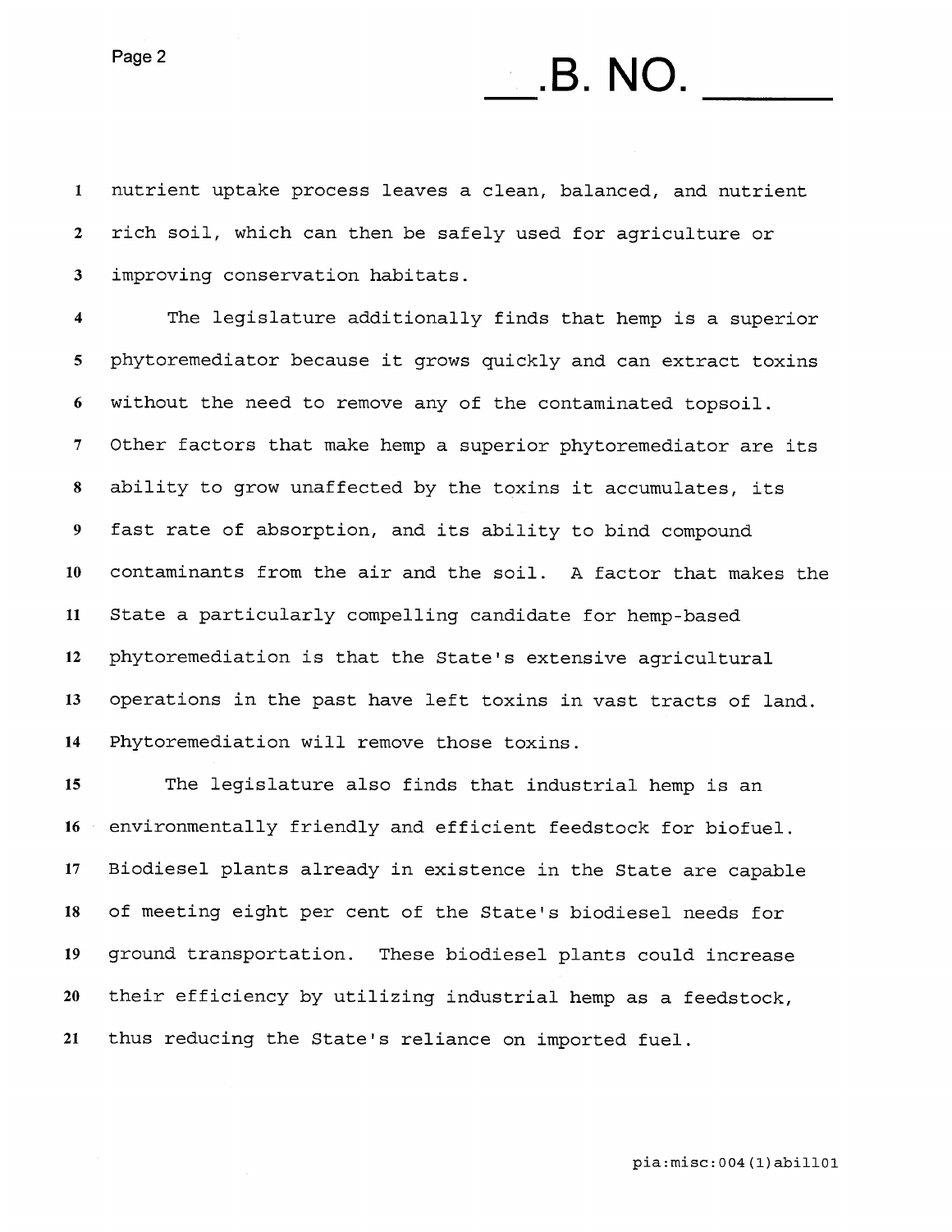nutrient uptake process leaves a clean, balanced, and nutrient rich soil, which can then be safely used for agriculture or improving conservation habitats.

The legislature additionally finds that hemp is a superior phytoremediator because it grows quickly and can extract toxins without the need to remove any of the contaminated topsoil. Other factors that make hemp a superior phytoremediator are its ability to grow unaffected by the toxins it accumulates, its fast rate of absorption, and its ability to bind compound contaminants from the air and the soil. A factor that makes the State a particularly compelling candidate for hemp-based phytoremediation is that the State's extensive agricultural operations in the past have left toxins in vast tracts of land. Phytoremediation will remove those toxins.

The legislature also finds that industrial hemp is an environmentally friendly and efficient feedstock for biofuel. Biodiesel plants already in existence in the State are capable of meeting eight per cent of the State's biodiesel needs for ground transportation. These biodiesel plants could increase their efficiency by utilizing industrial hemp as a feedstock, thus reducing the State's reliance on imported fuel.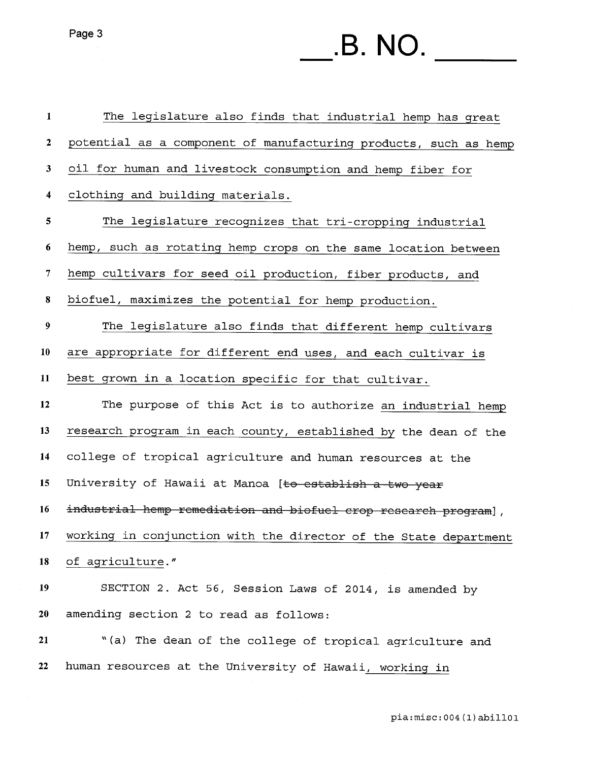The legislature also finds that industrial hemp has great potential as a component of manufacturing products, such as hemp oil for human and livestock consumption and hemp fiber for clothing and building materials.

The legislature recognizes that tri-cropping industrial hemp, such as rotating hemp crops on the same location between hemp cultivars for seed oil production, fiber products, and biofuel, maximizes the potential for hemp production.

The legislature also finds that different hemp cultivars are appropriate for different end uses, and each cultivar is best grown in a location specific for that cultivar.

The purpose of this Act is to authorize an industrial hemp research program in each county, established by the dean of the college of tropical agriculture and human resources at the University of Hawaii at Manoa [~~to establish a two year industrial hemp remediation and biofuel crop research program~~], working in conjunction with the director of the State department of agriculture."

SECTION 2. Act 56, Session Laws of 2014, is amended by amending section 2 to read as follows:

"(a) The dean of the college of tropical agriculture and human resources at the University of Hawaii, working in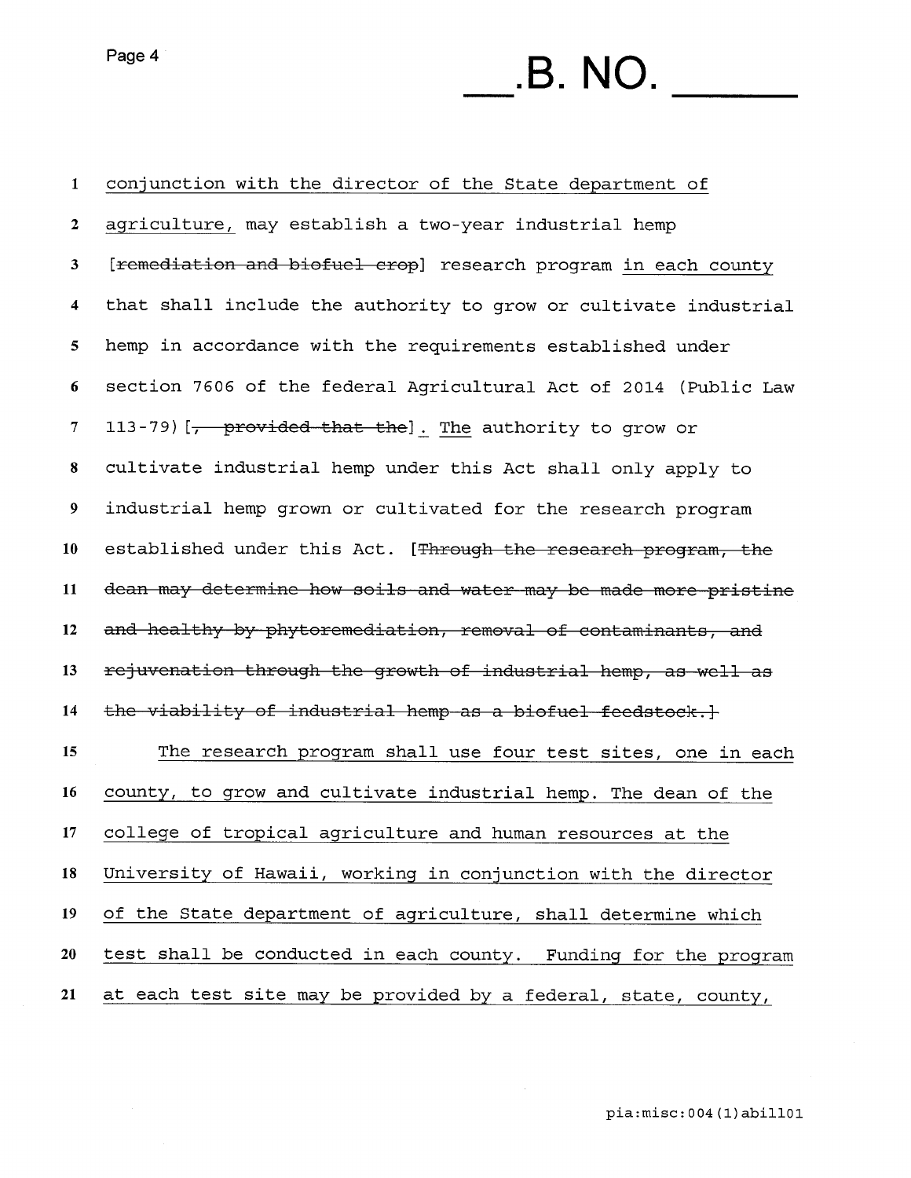conjunction with the director of the State department of agriculture, may establish a two-year industrial hemp [~~remediation and biofuel crop~~] research program in each county that shall include the authority to grow or cultivate industrial hemp in accordance with the requirements established under section 7606 of the federal Agricultural Act of 2014 (Public Law 113-79) [~~, provided that the~~]. The authority to grow or cultivate industrial hemp under this Act shall only apply to industrial hemp grown or cultivated for the research program established under this Act. [~~Through the research program, the dean may determine how soils and water may be made more pristine and healthy by phytoremediation, removal of contaminants, and rejuvenation through the growth of industrial hemp, as well as the viability of industrial hemp as a biofuel feedstock.~~]

The research program shall use four test sites, one in each county, to grow and cultivate industrial hemp. The dean of the college of tropical agriculture and human resources at the University of Hawaii, working in conjunction with the director of the State department of agriculture, shall determine which test shall be conducted in each county. Funding for the program at each test site may be provided by a federal, state, county,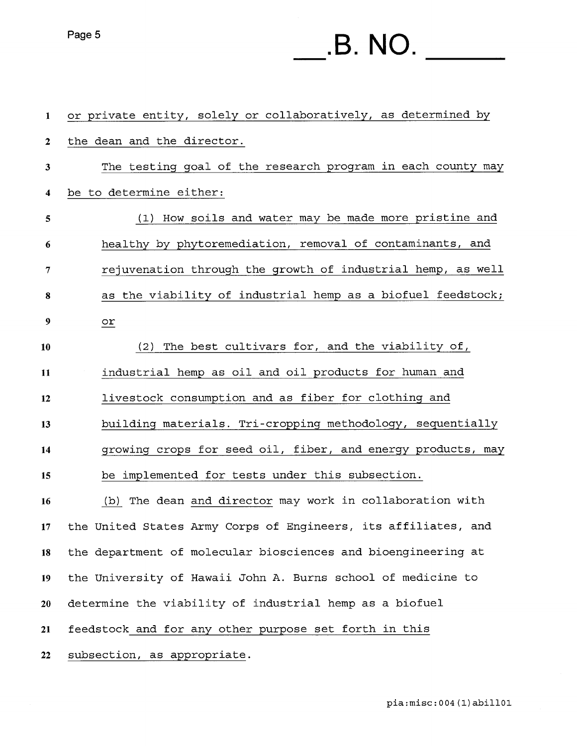or private entity, solely or collaboratively, as determined by the dean and the director.

The testing goal of the research program in each county may be to determine either:

(1) How soils and water may be made more pristine and healthy by phytoremediation, removal of contaminants, and rejuvenation through the growth of industrial hemp, as well as the viability of industrial hemp as a biofuel feedstock; or

(2) The best cultivars for, and the viability of, industrial hemp as oil and oil products for human and livestock consumption and as fiber for clothing and building materials. Tri-cropping methodology, sequentially growing crops for seed oil, fiber, and energy products, may be implemented for tests under this subsection.

(b) The dean and director may work in collaboration with the United States Army Corps of Engineers, its affiliates, and the department of molecular biosciences and bioengineering at the University of Hawaii John A. Burns school of medicine to determine the viability of industrial hemp as a biofuel feedstock and for any other purpose set forth in this subsection, as appropriate.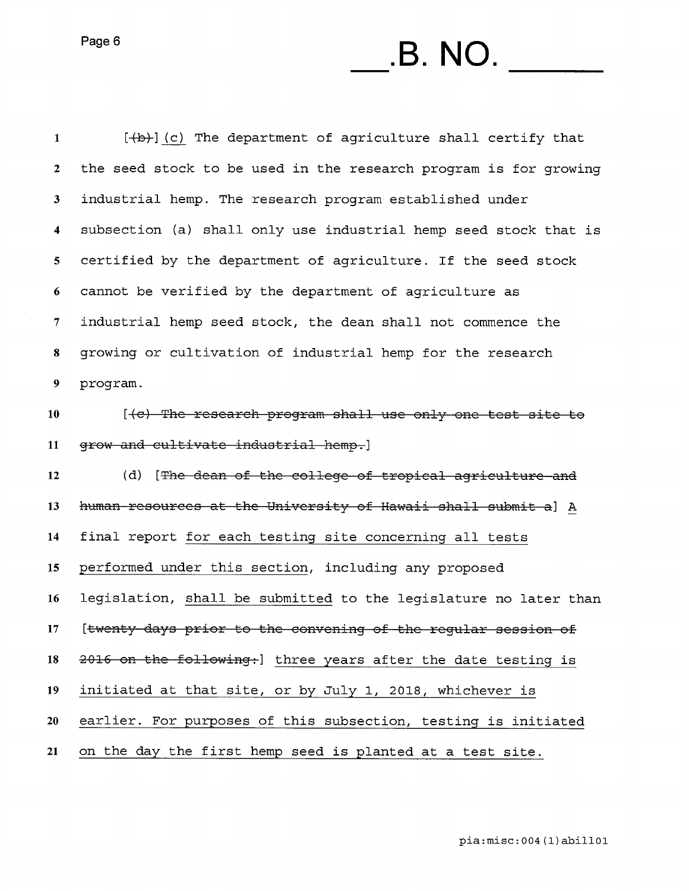[~~(b)~~] <u>(c)</u> The department of agriculture shall certify that the seed stock to be used in the research program is for growing industrial hemp. The research program established under subsection (a) shall only use industrial hemp seed stock that is certified by the department of agriculture. If the seed stock cannot be verified by the department of agriculture as industrial hemp seed stock, the dean shall not commence the growing or cultivation of industrial hemp for the research program.

[~~(c) The research program shall use only one test site to grow and cultivate industrial hemp.~~]

(d) [~~The dean of the college of tropical agriculture and human resources at the University of Hawaii shall submit a~~] <u>A</u> final report <u>for each testing site concerning all tests performed under this section</u>, including any proposed legislation, <u>shall be submitted</u> to the legislature no later than [~~twenty days prior to the convening of the regular session of 2016 on the following:~~] <u>three years after the date testing is initiated at that site, or by July 1, 2018, whichever is earlier. For purposes of this subsection, testing is initiated on the day the first hemp seed is planted at a test site.</u>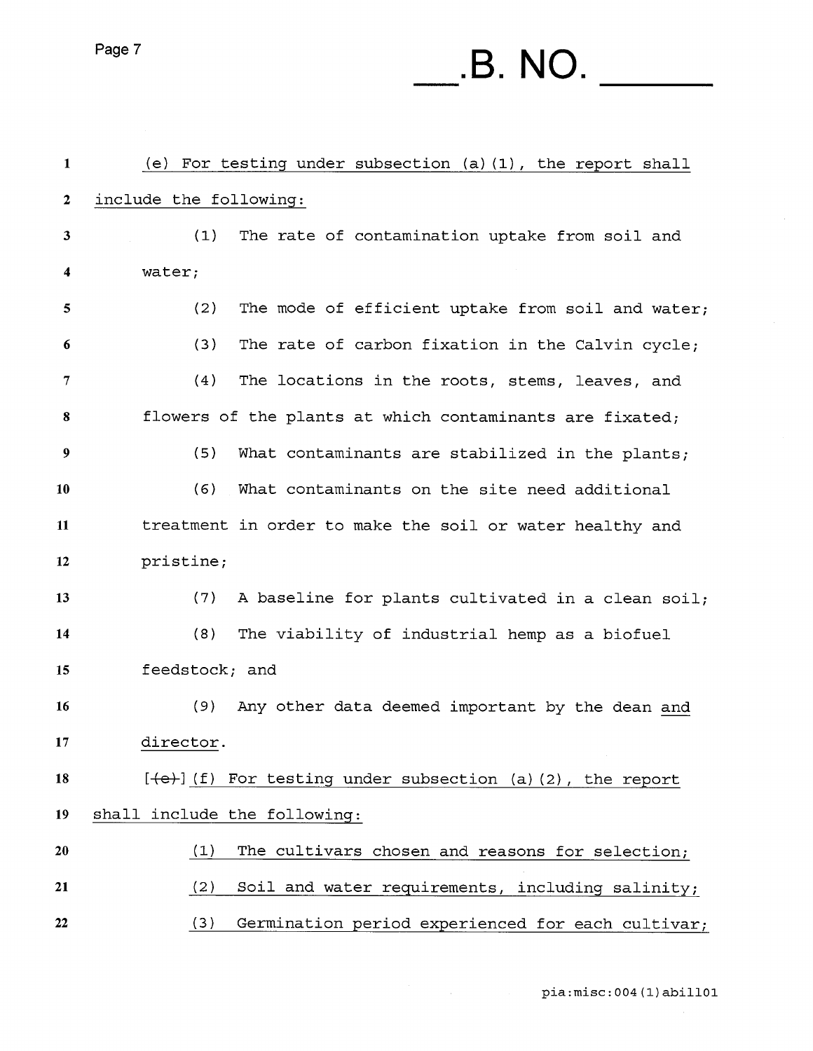(e) For testing under subsection (a)(1), the report shall include the following:

(1) The rate of contamination uptake from soil and water;

(2) The mode of efficient uptake from soil and water;

(3) The rate of carbon fixation in the Calvin cycle;

(4) The locations in the roots, stems, leaves, and flowers of the plants at which contaminants are fixated;

(5) What contaminants are stabilized in the plants;

(6) What contaminants on the site need additional treatment in order to make the soil or water healthy and pristine;

(7) A baseline for plants cultivated in a clean soil;

(8) The viability of industrial hemp as a biofuel feedstock; and

(9) Any other data deemed important by the dean and director.

[(e)] (f) For testing under subsection (a)(2), the report shall include the following:

(1) The cultivars chosen and reasons for selection;

(2) Soil and water requirements, including salinity;

(3) Germination period experienced for each cultivar;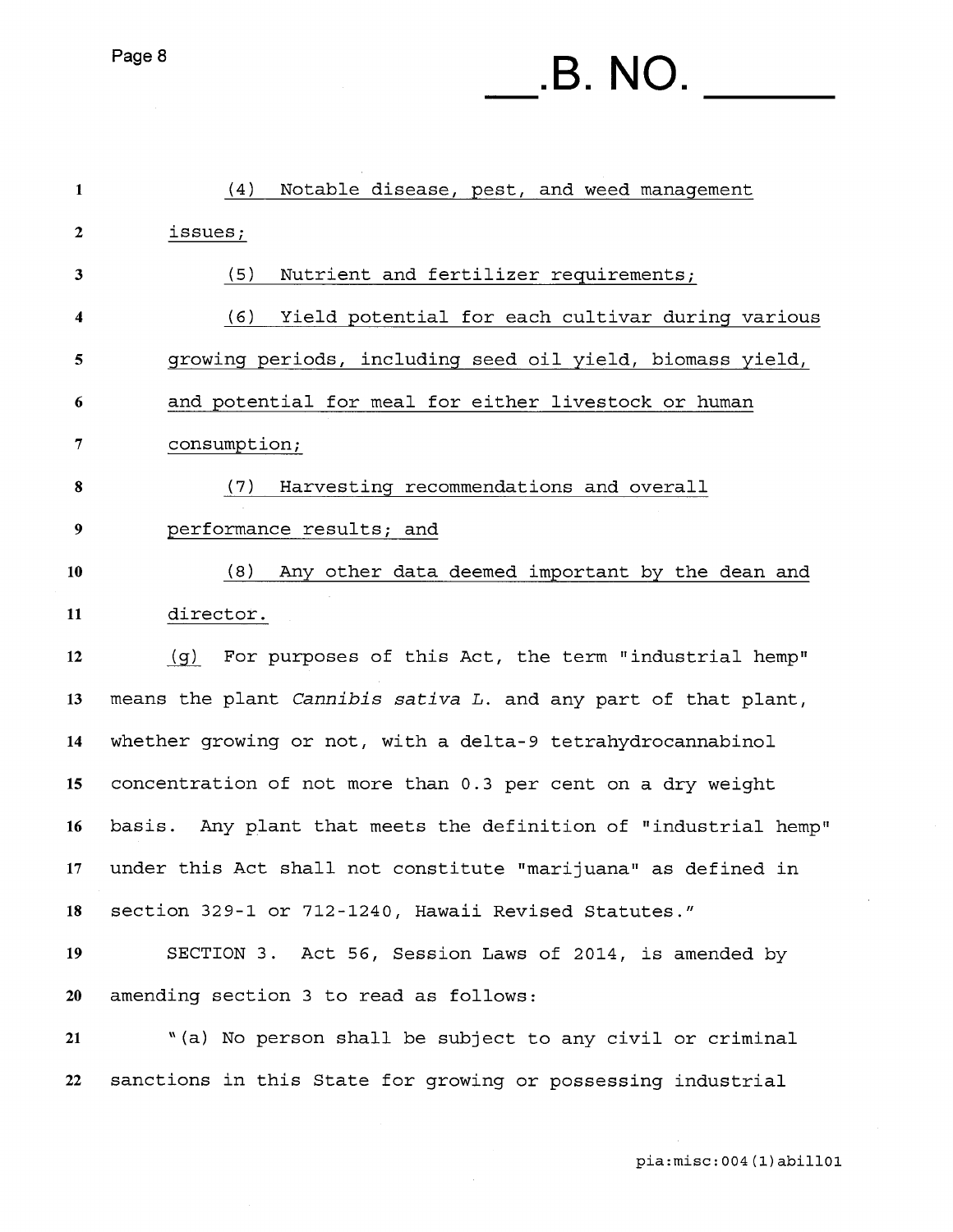(4) Notable disease, pest, and weed management issues;

(5) Nutrient and fertilizer requirements;

(6) Yield potential for each cultivar during various growing periods, including seed oil yield, biomass yield, and potential for meal for either livestock or human consumption;

(7) Harvesting recommendations and overall performance results; and

(8) Any other data deemed important by the dean and director.

(g) For purposes of this Act, the term "industrial hemp" means the plant *Cannibis sativa L.* and any part of that plant, whether growing or not, with a delta-9 tetrahydrocannabinol concentration of not more than 0.3 per cent on a dry weight basis. Any plant that meets the definition of "industrial hemp" under this Act shall not constitute "marijuana" as defined in section 329-1 or 712-1240, Hawaii Revised Statutes."

SECTION 3. Act 56, Session Laws of 2014, is amended by amending section 3 to read as follows:

"(a) No person shall be subject to any civil or criminal sanctions in this State for growing or possessing industrial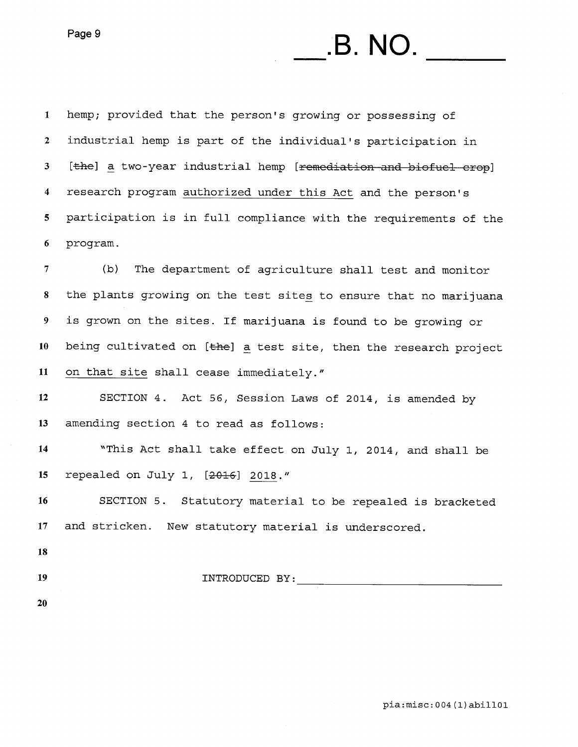hemp; provided that the person's growing or possessing of industrial hemp is part of the individual's participation in [~~the~~] a two-year industrial hemp [~~remediation and biofuel crop~~] research program authorized under this Act and the person's participation is in full compliance with the requirements of the program.

(b) The department of agriculture shall test and monitor the plants growing on the test sites to ensure that no marijuana is grown on the sites. If marijuana is found to be growing or being cultivated on [~~the~~] a test site, then the research project on that site shall cease immediately."

SECTION 4. Act 56, Session Laws of 2014, is amended by amending section 4 to read as follows:

"This Act shall take effect on July 1, 2014, and shall be repealed on July 1, [~~2016~~] 2018."

SECTION 5. Statutory material to be repealed is bracketed and stricken. New statutory material is underscored.

INTRODUCED BY: ______________________________

pia:misc:004(1)abill01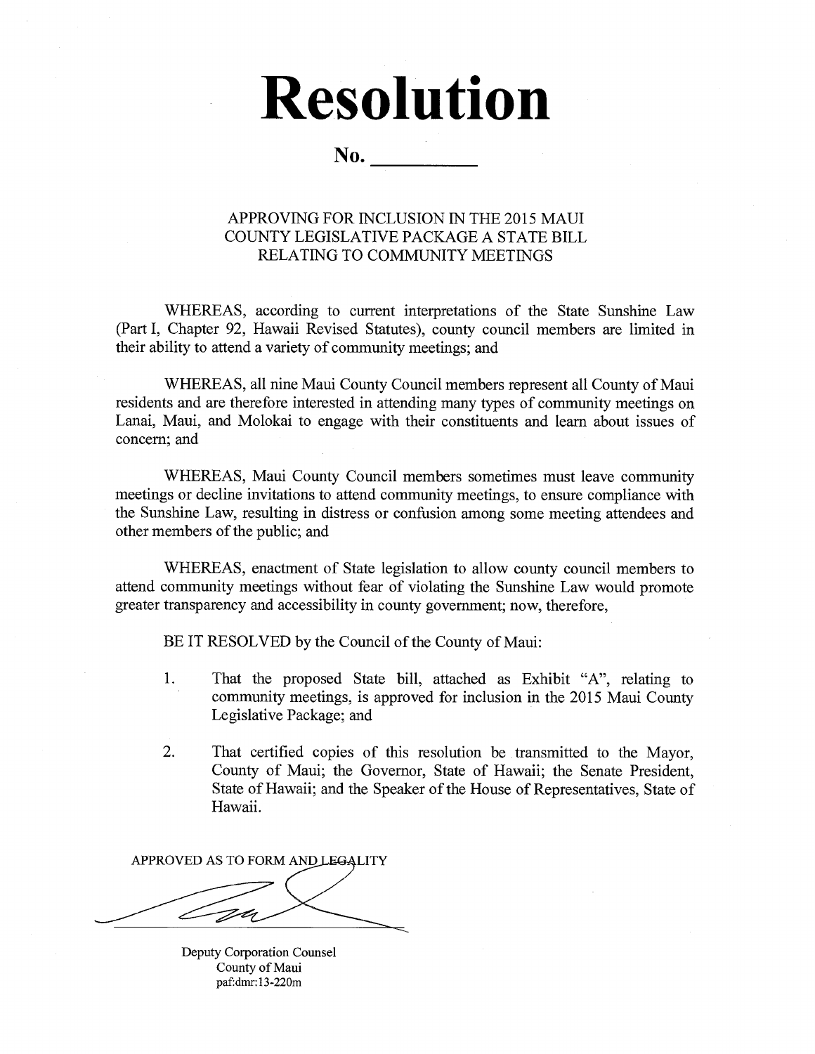# Resolution

**No. \_\_\_\_\_\_\_\_\_\_**

APPROVING FOR INCLUSION IN THE 2015 MAUI COUNTY LEGISLATIVE PACKAGE A STATE BILL RELATING TO COMMUNITY MEETINGS

WHEREAS, according to current interpretations of the State Sunshine Law (Part I, Chapter 92, Hawaii Revised Statutes), county council members are limited in their ability to attend a variety of community meetings; and

WHEREAS, all nine Maui County Council members represent all County of Maui residents and are therefore interested in attending many types of community meetings on Lanai, Maui, and Molokai to engage with their constituents and learn about issues of concern; and

WHEREAS, Maui County Council members sometimes must leave community meetings or decline invitations to attend community meetings, to ensure compliance with the Sunshine Law, resulting in distress or confusion among some meeting attendees and other members of the public; and

WHEREAS, enactment of State legislation to allow county council members to attend community meetings without fear of violating the Sunshine Law would promote greater transparency and accessibility in county government; now, therefore,

BE IT RESOLVED by the Council of the County of Maui:

1. That the proposed State bill, attached as Exhibit "A", relating to community meetings, is approved for inclusion in the 2015 Maui County Legislative Package; and

2. That certified copies of this resolution be transmitted to the Mayor, County of Maui; the Governor, State of Hawaii; the Senate President, State of Hawaii; and the Speaker of the House of Representatives, State of Hawaii.

APPROVED AS TO FORM AND LEGALITY

Deputy Corporation Counsel
County of Maui
paf:dmr:13-220m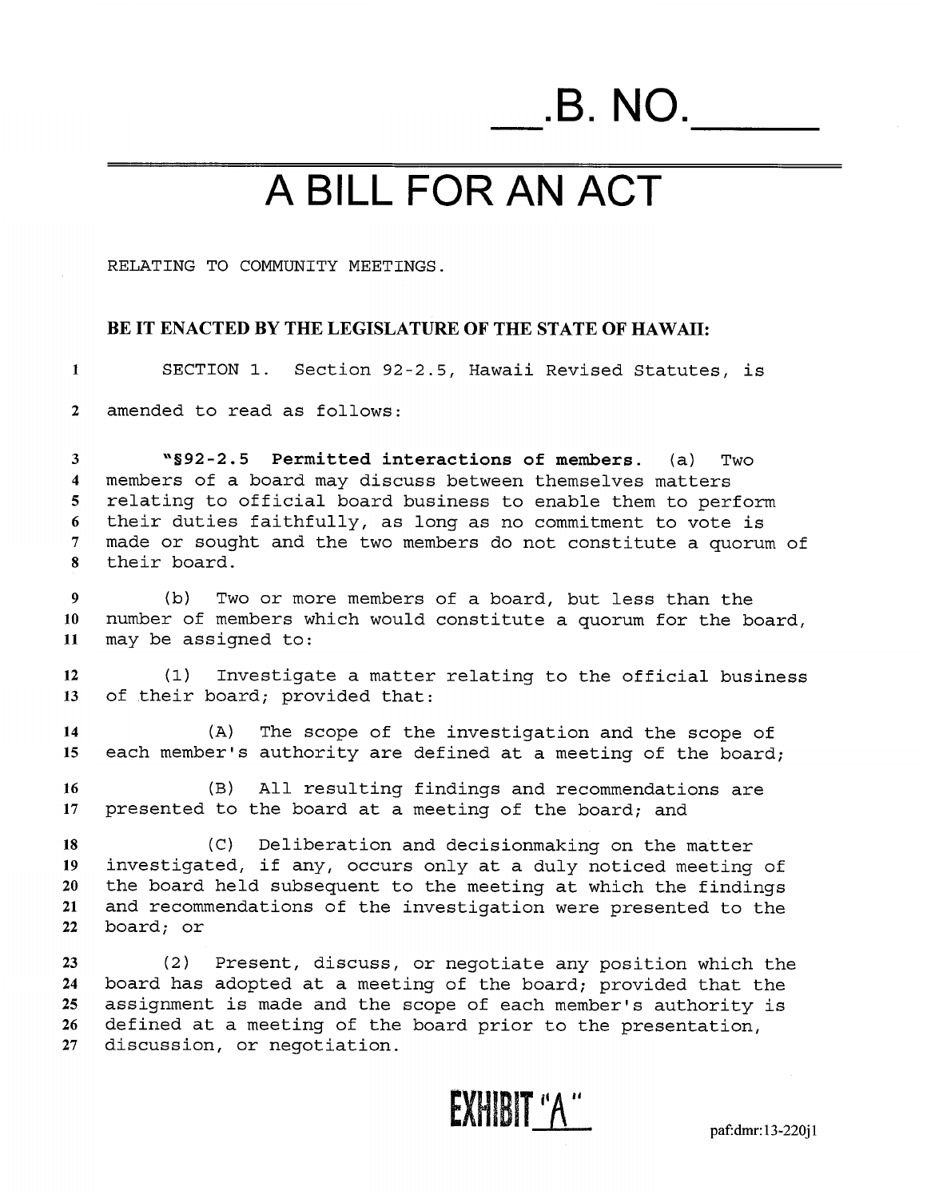# ___.B. NO.______

# A BILL FOR AN ACT

RELATING TO COMMUNITY MEETINGS.

**BE IT ENACTED BY THE LEGISLATURE OF THE STATE OF HAWAII:**

SECTION 1. Section 92-2.5, Hawaii Revised Statutes, is amended to read as follows:

"**§92-2.5 Permitted interactions of members.** (a) Two members of a board may discuss between themselves matters relating to official board business to enable them to perform their duties faithfully, as long as no commitment to vote is made or sought and the two members do not constitute a quorum of their board.

(b) Two or more members of a board, but less than the number of members which would constitute a quorum for the board, may be assigned to:

(1) Investigate a matter relating to the official business of their board; provided that:

(A) The scope of the investigation and the scope of each member's authority are defined at a meeting of the board;

(B) All resulting findings and recommendations are presented to the board at a meeting of the board; and

(C) Deliberation and decisionmaking on the matter investigated, if any, occurs only at a duly noticed meeting of the board held subsequent to the meeting at which the findings and recommendations of the investigation were presented to the board; or

(2) Present, discuss, or negotiate any position which the board has adopted at a meeting of the board; provided that the assignment is made and the scope of each member's authority is defined at a meeting of the board prior to the presentation, discussion, or negotiation.

EXHIBIT "A"

paf:dmr:13-220j1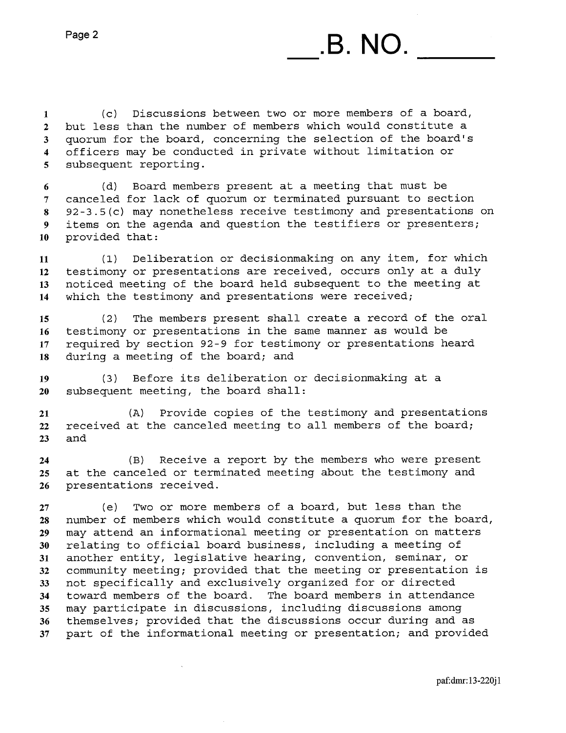(c) Discussions between two or more members of a board, but less than the number of members which would constitute a quorum for the board, concerning the selection of the board's officers may be conducted in private without limitation or subsequent reporting.

(d) Board members present at a meeting that must be canceled for lack of quorum or terminated pursuant to section 92-3.5(c) may nonetheless receive testimony and presentations on items on the agenda and question the testifiers or presenters; provided that:

(1) Deliberation or decisionmaking on any item, for which testimony or presentations are received, occurs only at a duly noticed meeting of the board held subsequent to the meeting at which the testimony and presentations were received;

(2) The members present shall create a record of the oral testimony or presentations in the same manner as would be required by section 92-9 for testimony or presentations heard during a meeting of the board; and

(3) Before its deliberation or decisionmaking at a subsequent meeting, the board shall:

(A) Provide copies of the testimony and presentations received at the canceled meeting to all members of the board; and

(B) Receive a report by the members who were present at the canceled or terminated meeting about the testimony and presentations received.

(e) Two or more members of a board, but less than the number of members which would constitute a quorum for the board, may attend an informational meeting or presentation on matters relating to official board business, including a meeting of another entity, legislative hearing, convention, seminar, or community meeting; provided that the meeting or presentation is not specifically and exclusively organized for or directed toward members of the board. The board members in attendance may participate in discussions, including discussions among themselves; provided that the discussions occur during and as part of the informational meeting or presentation; and provided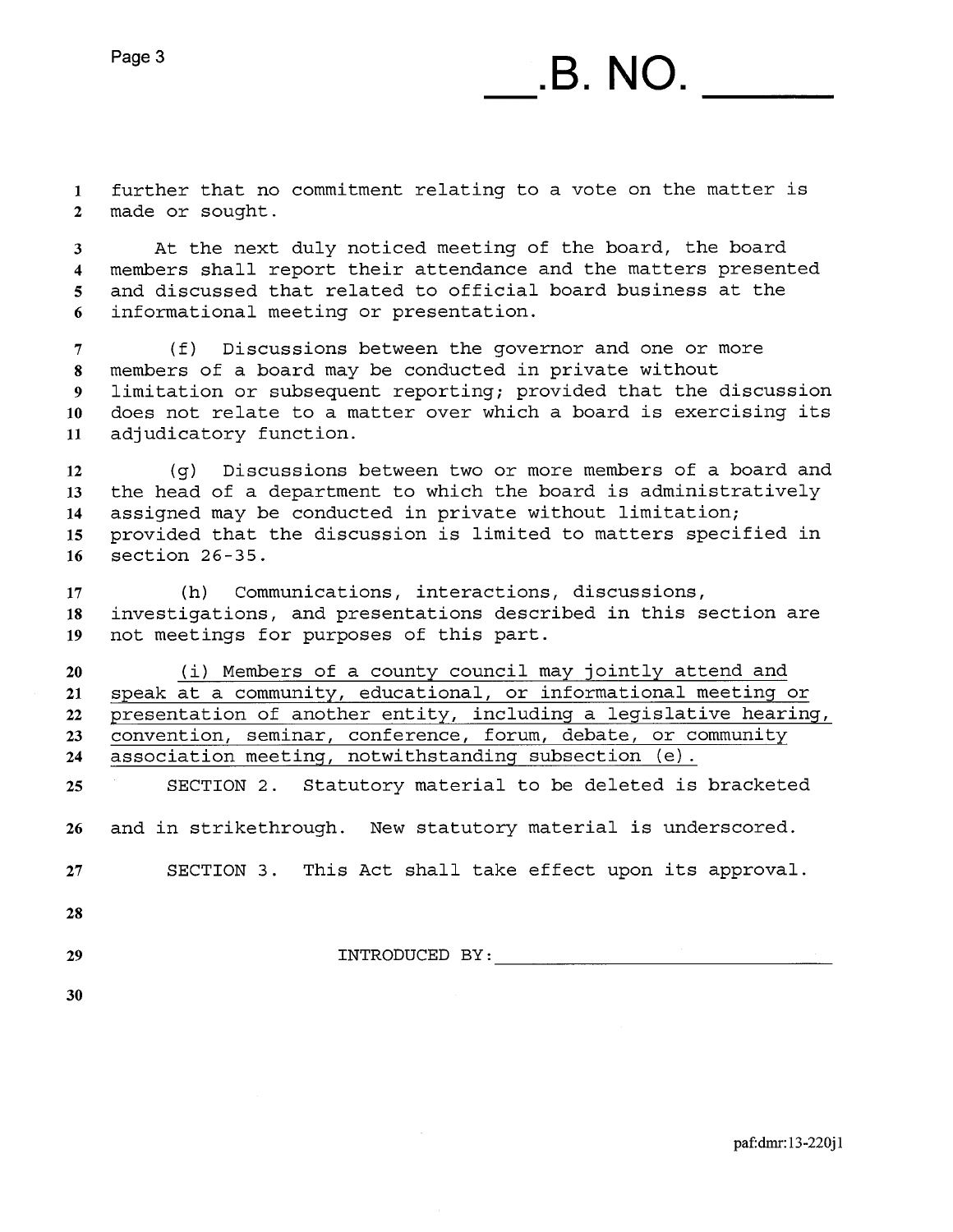further that no commitment relating to a vote on the matter is made or sought.

At the next duly noticed meeting of the board, the board members shall report their attendance and the matters presented and discussed that related to official board business at the informational meeting or presentation.

(f) Discussions between the governor and one or more members of a board may be conducted in private without limitation or subsequent reporting; provided that the discussion does not relate to a matter over which a board is exercising its adjudicatory function.

(g) Discussions between two or more members of a board and the head of a department to which the board is administratively assigned may be conducted in private without limitation; provided that the discussion is limited to matters specified in section 26-35.

(h) Communications, interactions, discussions, investigations, and presentations described in this section are not meetings for purposes of this part.

<u>(i) Members of a county council may jointly attend and speak at a community, educational, or informational meeting or presentation of another entity, including a legislative hearing, convention, seminar, conference, forum, debate, or community association meeting, notwithstanding subsection (e).</u>

SECTION 2. Statutory material to be deleted is bracketed and in strikethrough. New statutory material is underscored.

SECTION 3. This Act shall take effect upon its approval.

INTRODUCED BY: ______________________

paf:dmr:13-220j1